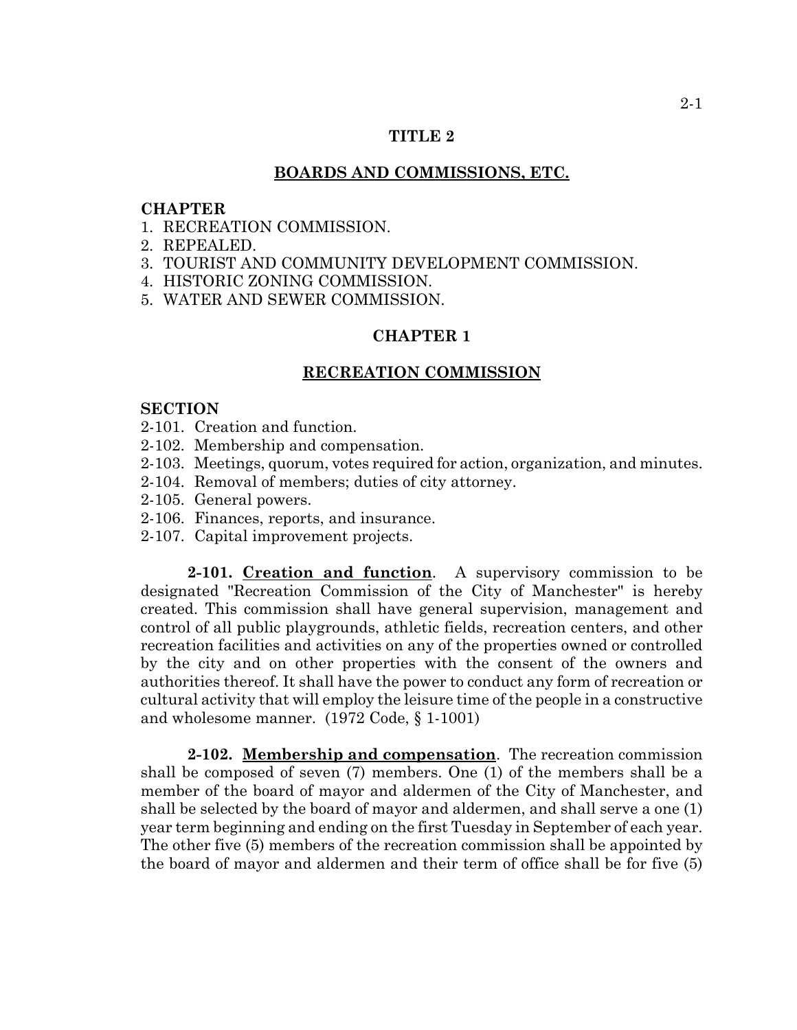# TITLE 2

## BOARDS AND COMMISSIONS, ETC.

**CHAPTER**

1. RECREATION COMMISSION.
2. REPEALED.
3. TOURIST AND COMMUNITY DEVELOPMENT COMMISSION.
4. HISTORIC ZONING COMMISSION.
5. WATER AND SEWER COMMISSION.

## CHAPTER 1

## RECREATION COMMISSION

**SECTION**

2-101. Creation and function.
2-102. Membership and compensation.
2-103. Meetings, quorum, votes required for action, organization, and minutes.
2-104. Removal of members; duties of city attorney.
2-105. General powers.
2-106. Finances, reports, and insurance.
2-107. Capital improvement projects.

**2-101. Creation and function**. A supervisory commission to be designated "Recreation Commission of the City of Manchester" is hereby created. This commission shall have general supervision, management and control of all public playgrounds, athletic fields, recreation centers, and other recreation facilities and activities on any of the properties owned or controlled by the city and on other properties with the consent of the owners and authorities thereof. It shall have the power to conduct any form of recreation or cultural activity that will employ the leisure time of the people in a constructive and wholesome manner. (1972 Code, § 1-1001)

**2-102. Membership and compensation**. The recreation commission shall be composed of seven (7) members. One (1) of the members shall be a member of the board of mayor and aldermen of the City of Manchester, and shall be selected by the board of mayor and aldermen, and shall serve a one (1) year term beginning and ending on the first Tuesday in September of each year. The other five (5) members of the recreation commission shall be appointed by the board of mayor and aldermen and their term of office shall be for five (5)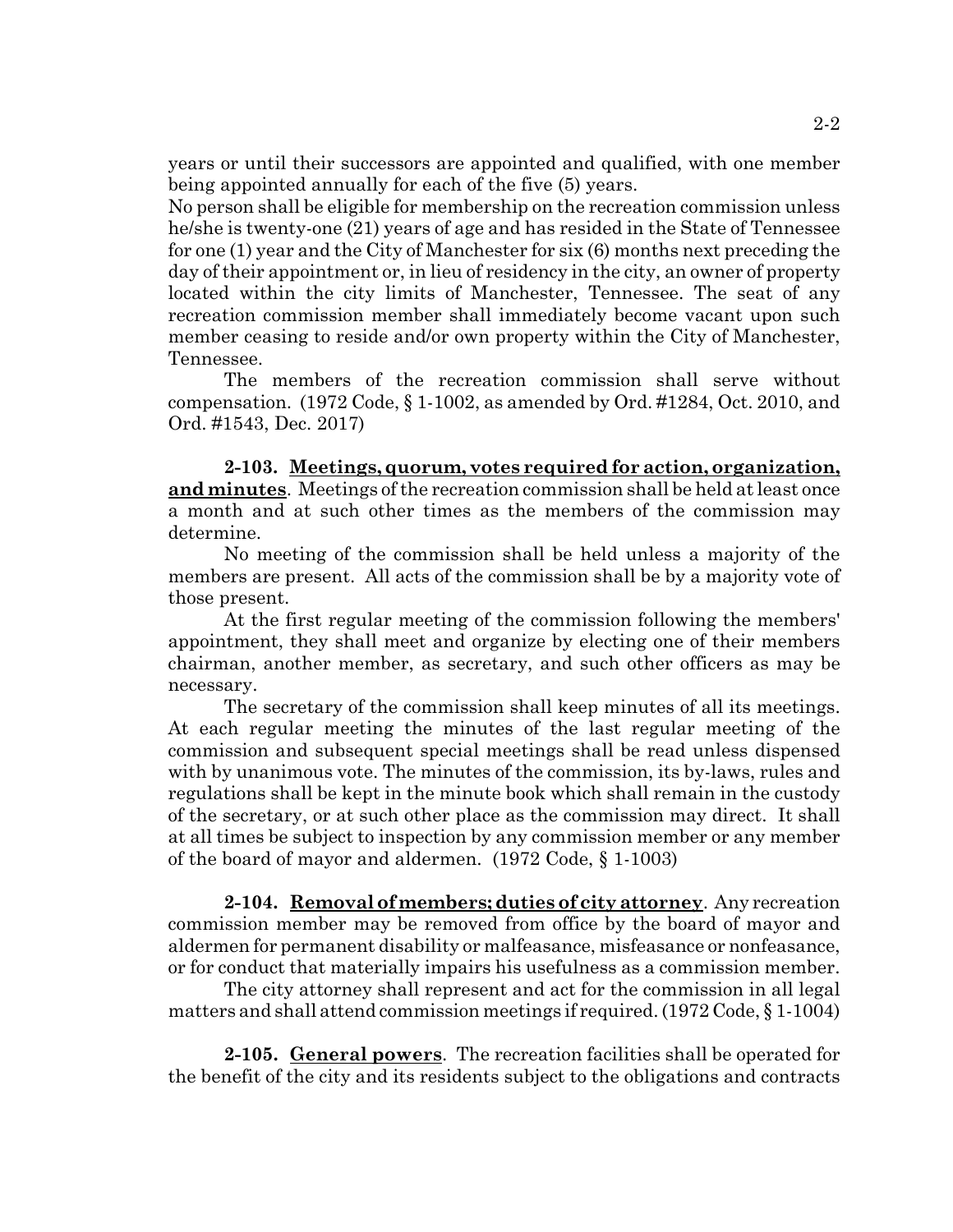years or until their successors are appointed and qualified, with one member being appointed annually for each of the five (5) years.

No person shall be eligible for membership on the recreation commission unless he/she is twenty-one (21) years of age and has resided in the State of Tennessee for one (1) year and the City of Manchester for six (6) months next preceding the day of their appointment or, in lieu of residency in the city, an owner of property located within the city limits of Manchester, Tennessee. The seat of any recreation commission member shall immediately become vacant upon such member ceasing to reside and/or own property within the City of Manchester, Tennessee.

The members of the recreation commission shall serve without compensation. (1972 Code, § 1-1002, as amended by Ord. #1284, Oct. 2010, and Ord. #1543, Dec. 2017)

**2-103. Meetings, quorum, votes required for action, organization, and minutes**. Meetings of the recreation commission shall be held at least once a month and at such other times as the members of the commission may determine.

No meeting of the commission shall be held unless a majority of the members are present. All acts of the commission shall be by a majority vote of those present.

At the first regular meeting of the commission following the members' appointment, they shall meet and organize by electing one of their members chairman, another member, as secretary, and such other officers as may be necessary.

The secretary of the commission shall keep minutes of all its meetings. At each regular meeting the minutes of the last regular meeting of the commission and subsequent special meetings shall be read unless dispensed with by unanimous vote. The minutes of the commission, its by-laws, rules and regulations shall be kept in the minute book which shall remain in the custody of the secretary, or at such other place as the commission may direct. It shall at all times be subject to inspection by any commission member or any member of the board of mayor and aldermen. (1972 Code, § 1-1003)

**2-104. Removal of members; duties of city attorney**. Any recreation commission member may be removed from office by the board of mayor and aldermen for permanent disability or malfeasance, misfeasance or nonfeasance, or for conduct that materially impairs his usefulness as a commission member.

The city attorney shall represent and act for the commission in all legal matters and shall attend commission meetings if required. (1972 Code, § 1-1004)

**2-105. General powers**. The recreation facilities shall be operated for the benefit of the city and its residents subject to the obligations and contracts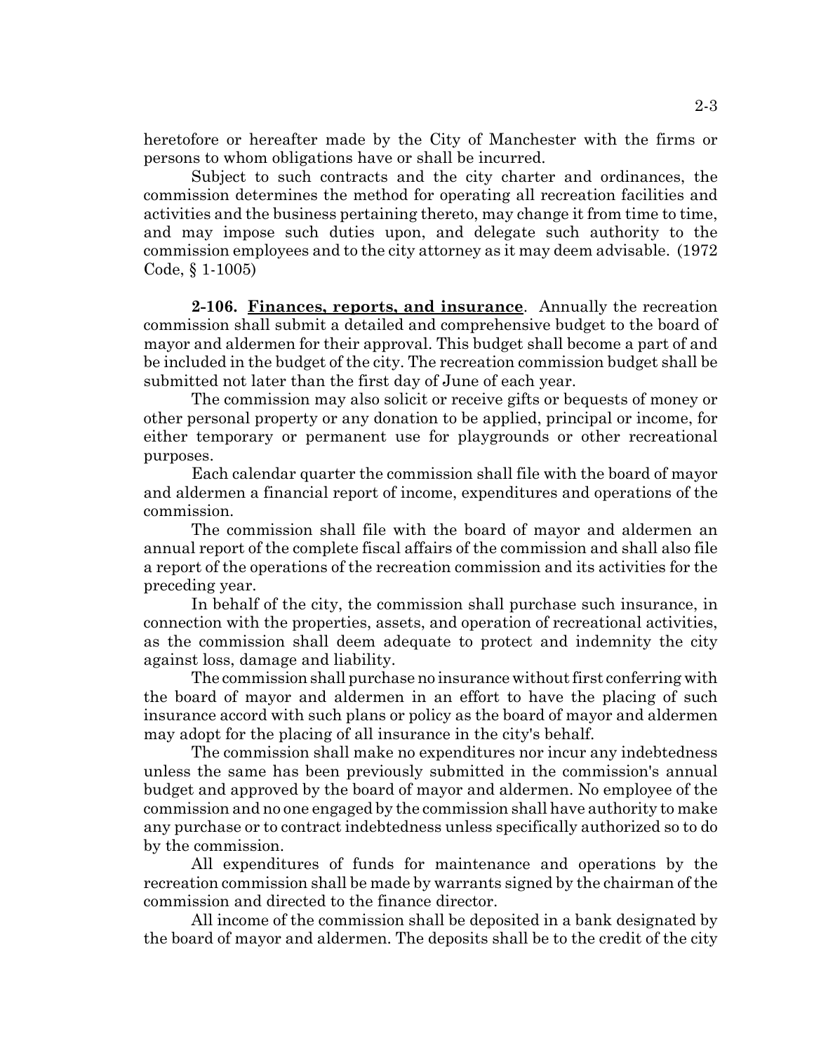heretofore or hereafter made by the City of Manchester with the firms or persons to whom obligations have or shall be incurred.

Subject to such contracts and the city charter and ordinances, the commission determines the method for operating all recreation facilities and activities and the business pertaining thereto, may change it from time to time, and may impose such duties upon, and delegate such authority to the commission employees and to the city attorney as it may deem advisable. (1972 Code, § 1-1005)

**2-106. Finances, reports, and insurance**. Annually the recreation commission shall submit a detailed and comprehensive budget to the board of mayor and aldermen for their approval. This budget shall become a part of and be included in the budget of the city. The recreation commission budget shall be submitted not later than the first day of June of each year.

The commission may also solicit or receive gifts or bequests of money or other personal property or any donation to be applied, principal or income, for either temporary or permanent use for playgrounds or other recreational purposes.

Each calendar quarter the commission shall file with the board of mayor and aldermen a financial report of income, expenditures and operations of the commission.

The commission shall file with the board of mayor and aldermen an annual report of the complete fiscal affairs of the commission and shall also file a report of the operations of the recreation commission and its activities for the preceding year.

In behalf of the city, the commission shall purchase such insurance, in connection with the properties, assets, and operation of recreational activities, as the commission shall deem adequate to protect and indemnity the city against loss, damage and liability.

The commission shall purchase no insurance without first conferring with the board of mayor and aldermen in an effort to have the placing of such insurance accord with such plans or policy as the board of mayor and aldermen may adopt for the placing of all insurance in the city's behalf.

The commission shall make no expenditures nor incur any indebtedness unless the same has been previously submitted in the commission's annual budget and approved by the board of mayor and aldermen. No employee of the commission and no one engaged by the commission shall have authority to make any purchase or to contract indebtedness unless specifically authorized so to do by the commission.

All expenditures of funds for maintenance and operations by the recreation commission shall be made by warrants signed by the chairman of the commission and directed to the finance director.

All income of the commission shall be deposited in a bank designated by the board of mayor and aldermen. The deposits shall be to the credit of the city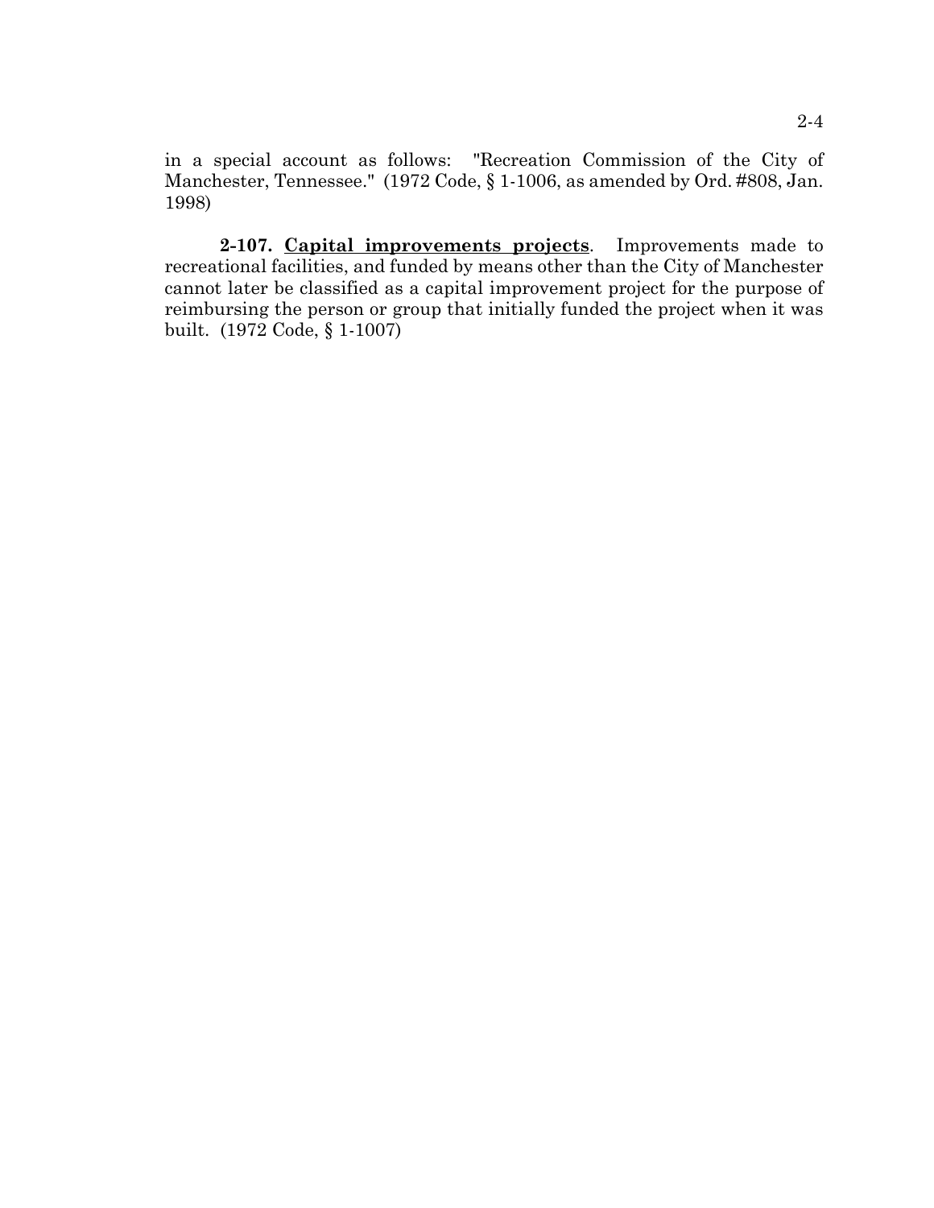in a special account as follows: "Recreation Commission of the City of Manchester, Tennessee." (1972 Code, § 1-1006, as amended by Ord. #808, Jan. 1998)

**2-107. Capital improvements projects**. Improvements made to recreational facilities, and funded by means other than the City of Manchester cannot later be classified as a capital improvement project for the purpose of reimbursing the person or group that initially funded the project when it was built. (1972 Code, § 1-1007)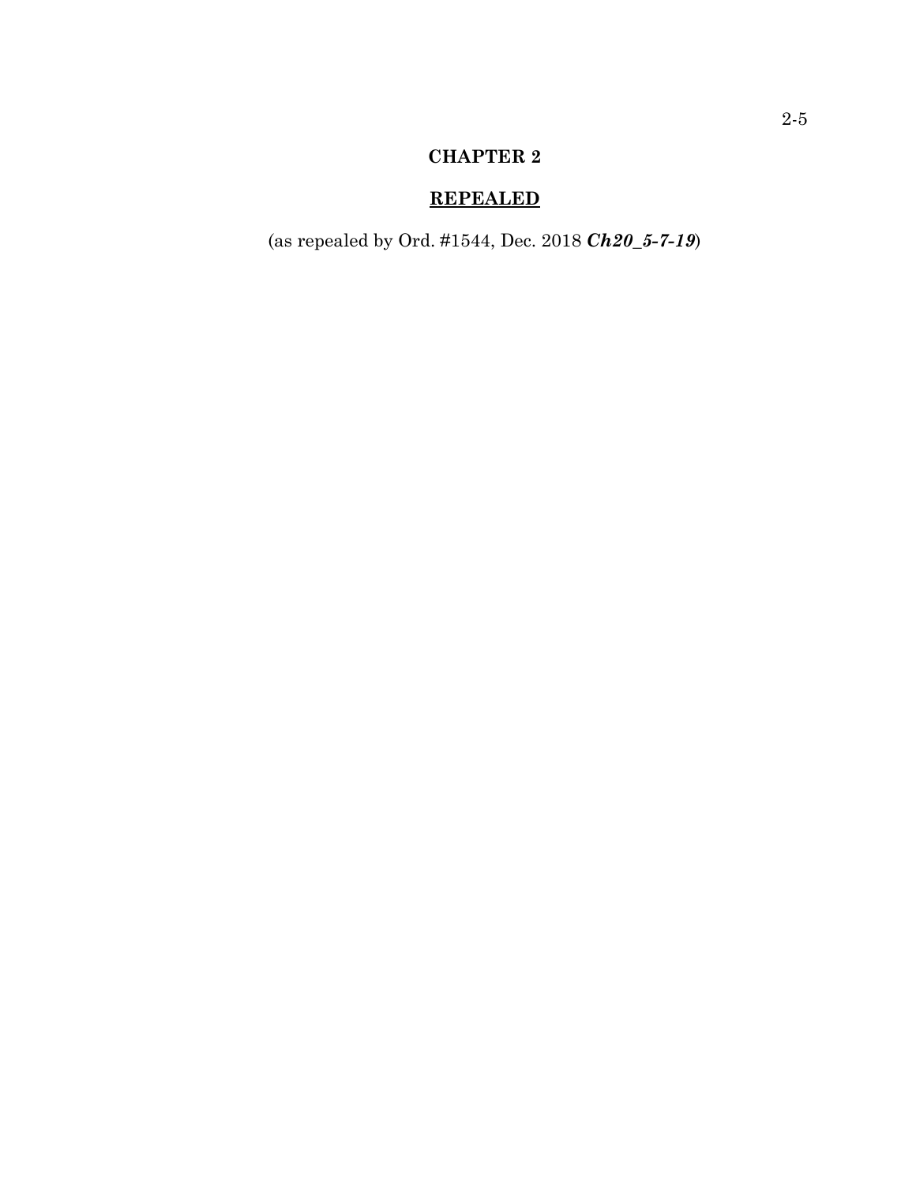# CHAPTER 2

## <u>REPEALED</u>

(as repealed by Ord. #1544, Dec. 2018 ***Ch20_5-7-19***)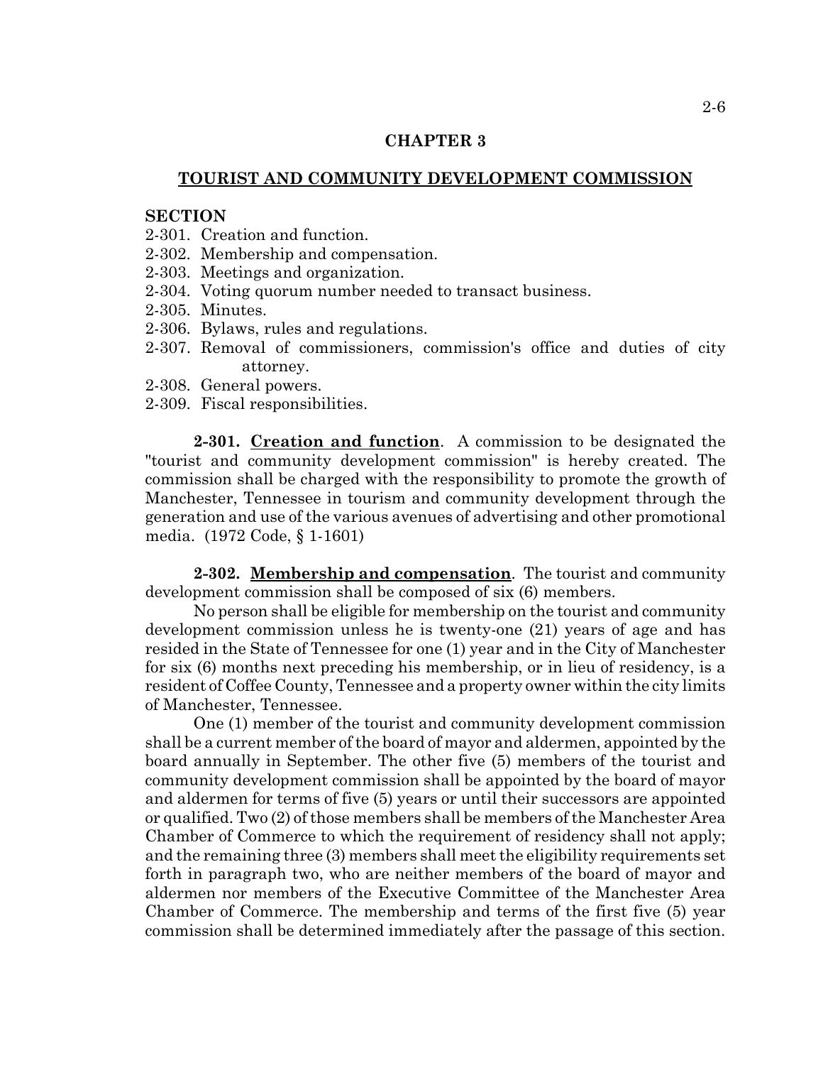## CHAPTER 3

## TOURIST AND COMMUNITY DEVELOPMENT COMMISSION

**SECTION**

2-301. Creation and function.
2-302. Membership and compensation.
2-303. Meetings and organization.
2-304. Voting quorum number needed to transact business.
2-305. Minutes.
2-306. Bylaws, rules and regulations.
2-307. Removal of commissioners, commission's office and duties of city attorney.
2-308. General powers.
2-309. Fiscal responsibilities.

**2-301. Creation and function**. A commission to be designated the "tourist and community development commission" is hereby created. The commission shall be charged with the responsibility to promote the growth of Manchester, Tennessee in tourism and community development through the generation and use of the various avenues of advertising and other promotional media. (1972 Code, § 1-1601)

**2-302. Membership and compensation**. The tourist and community development commission shall be composed of six (6) members.

No person shall be eligible for membership on the tourist and community development commission unless he is twenty-one (21) years of age and has resided in the State of Tennessee for one (1) year and in the City of Manchester for six (6) months next preceding his membership, or in lieu of residency, is a resident of Coffee County, Tennessee and a property owner within the city limits of Manchester, Tennessee.

One (1) member of the tourist and community development commission shall be a current member of the board of mayor and aldermen, appointed by the board annually in September. The other five (5) members of the tourist and community development commission shall be appointed by the board of mayor and aldermen for terms of five (5) years or until their successors are appointed or qualified. Two (2) of those members shall be members of the Manchester Area Chamber of Commerce to which the requirement of residency shall not apply; and the remaining three (3) members shall meet the eligibility requirements set forth in paragraph two, who are neither members of the board of mayor and aldermen nor members of the Executive Committee of the Manchester Area Chamber of Commerce. The membership and terms of the first five (5) year commission shall be determined immediately after the passage of this section.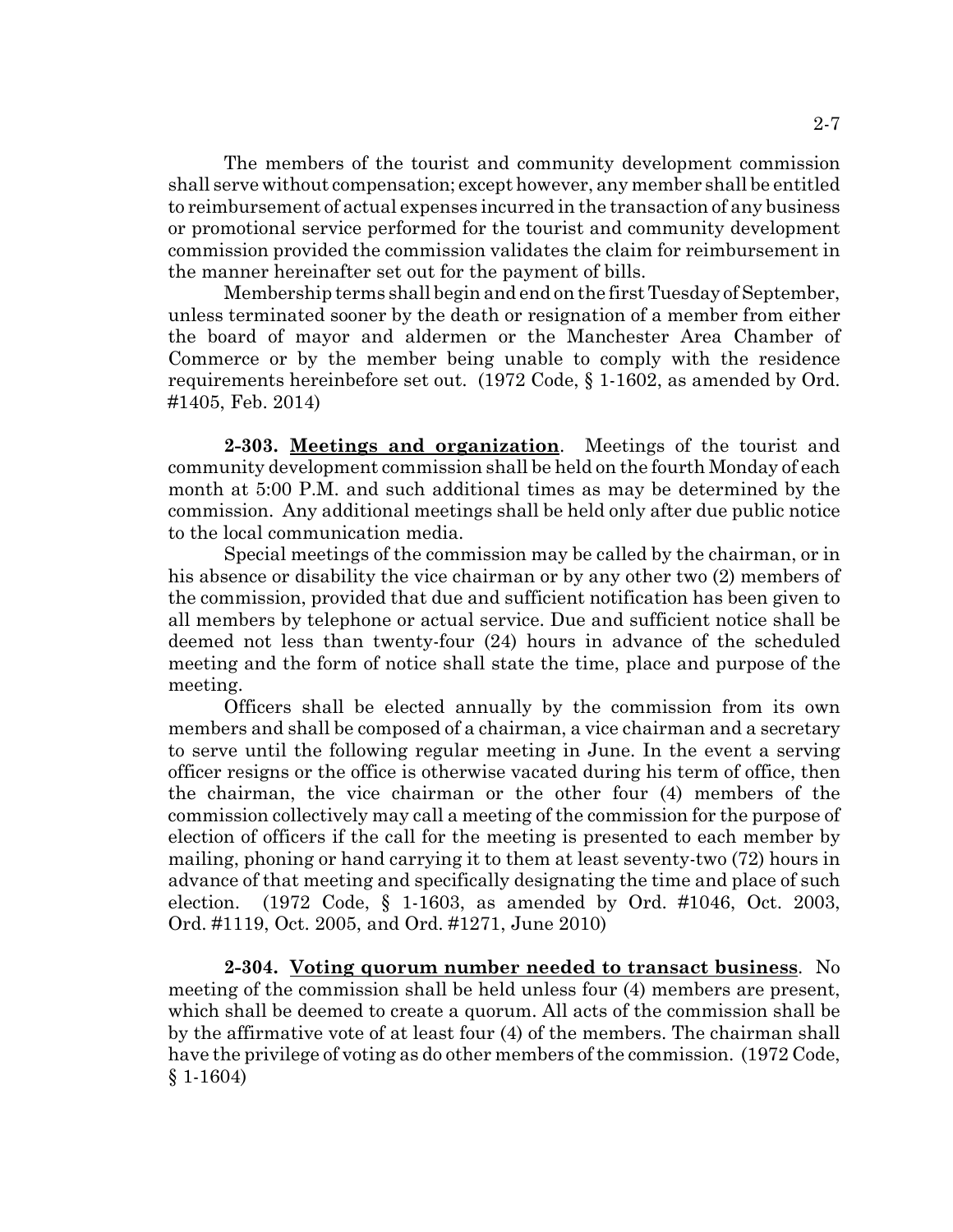The members of the tourist and community development commission shall serve without compensation; except however, any member shall be entitled to reimbursement of actual expenses incurred in the transaction of any business or promotional service performed for the tourist and community development commission provided the commission validates the claim for reimbursement in the manner hereinafter set out for the payment of bills.

Membership terms shall begin and end on the first Tuesday of September, unless terminated sooner by the death or resignation of a member from either the board of mayor and aldermen or the Manchester Area Chamber of Commerce or by the member being unable to comply with the residence requirements hereinbefore set out. (1972 Code, § 1-1602, as amended by Ord. #1405, Feb. 2014)

**2-303. Meetings and organization**. Meetings of the tourist and community development commission shall be held on the fourth Monday of each month at 5:00 P.M. and such additional times as may be determined by the commission. Any additional meetings shall be held only after due public notice to the local communication media.

Special meetings of the commission may be called by the chairman, or in his absence or disability the vice chairman or by any other two (2) members of the commission, provided that due and sufficient notification has been given to all members by telephone or actual service. Due and sufficient notice shall be deemed not less than twenty-four (24) hours in advance of the scheduled meeting and the form of notice shall state the time, place and purpose of the meeting.

Officers shall be elected annually by the commission from its own members and shall be composed of a chairman, a vice chairman and a secretary to serve until the following regular meeting in June. In the event a serving officer resigns or the office is otherwise vacated during his term of office, then the chairman, the vice chairman or the other four (4) members of the commission collectively may call a meeting of the commission for the purpose of election of officers if the call for the meeting is presented to each member by mailing, phoning or hand carrying it to them at least seventy-two (72) hours in advance of that meeting and specifically designating the time and place of such election. (1972 Code, § 1-1603, as amended by Ord. #1046, Oct. 2003, Ord. #1119, Oct. 2005, and Ord. #1271, June 2010)

**2-304. Voting quorum number needed to transact business**. No meeting of the commission shall be held unless four (4) members are present, which shall be deemed to create a quorum. All acts of the commission shall be by the affirmative vote of at least four (4) of the members. The chairman shall have the privilege of voting as do other members of the commission. (1972 Code, § 1-1604)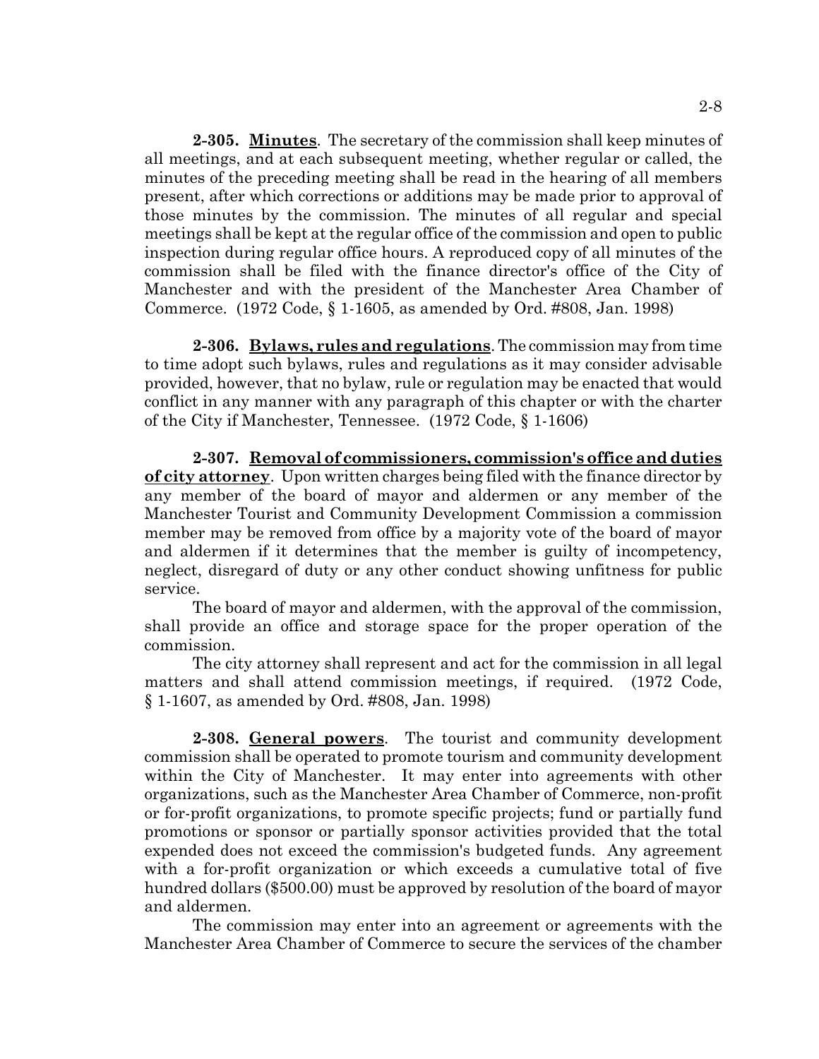**2-305. Minutes**. The secretary of the commission shall keep minutes of all meetings, and at each subsequent meeting, whether regular or called, the minutes of the preceding meeting shall be read in the hearing of all members present, after which corrections or additions may be made prior to approval of those minutes by the commission. The minutes of all regular and special meetings shall be kept at the regular office of the commission and open to public inspection during regular office hours. A reproduced copy of all minutes of the commission shall be filed with the finance director's office of the City of Manchester and with the president of the Manchester Area Chamber of Commerce. (1972 Code, § 1-1605, as amended by Ord. #808, Jan. 1998)

**2-306. Bylaws, rules and regulations**. The commission may from time to time adopt such bylaws, rules and regulations as it may consider advisable provided, however, that no bylaw, rule or regulation may be enacted that would conflict in any manner with any paragraph of this chapter or with the charter of the City if Manchester, Tennessee. (1972 Code, § 1-1606)

**2-307. Removal of commissioners, commission's office and duties of city attorney**. Upon written charges being filed with the finance director by any member of the board of mayor and aldermen or any member of the Manchester Tourist and Community Development Commission a commission member may be removed from office by a majority vote of the board of mayor and aldermen if it determines that the member is guilty of incompetency, neglect, disregard of duty or any other conduct showing unfitness for public service.

The board of mayor and aldermen, with the approval of the commission, shall provide an office and storage space for the proper operation of the commission.

The city attorney shall represent and act for the commission in all legal matters and shall attend commission meetings, if required. (1972 Code, § 1-1607, as amended by Ord. #808, Jan. 1998)

**2-308. General powers**. The tourist and community development commission shall be operated to promote tourism and community development within the City of Manchester. It may enter into agreements with other organizations, such as the Manchester Area Chamber of Commerce, non-profit or for-profit organizations, to promote specific projects; fund or partially fund promotions or sponsor or partially sponsor activities provided that the total expended does not exceed the commission's budgeted funds. Any agreement with a for-profit organization or which exceeds a cumulative total of five hundred dollars ($500.00) must be approved by resolution of the board of mayor and aldermen.

The commission may enter into an agreement or agreements with the Manchester Area Chamber of Commerce to secure the services of the chamber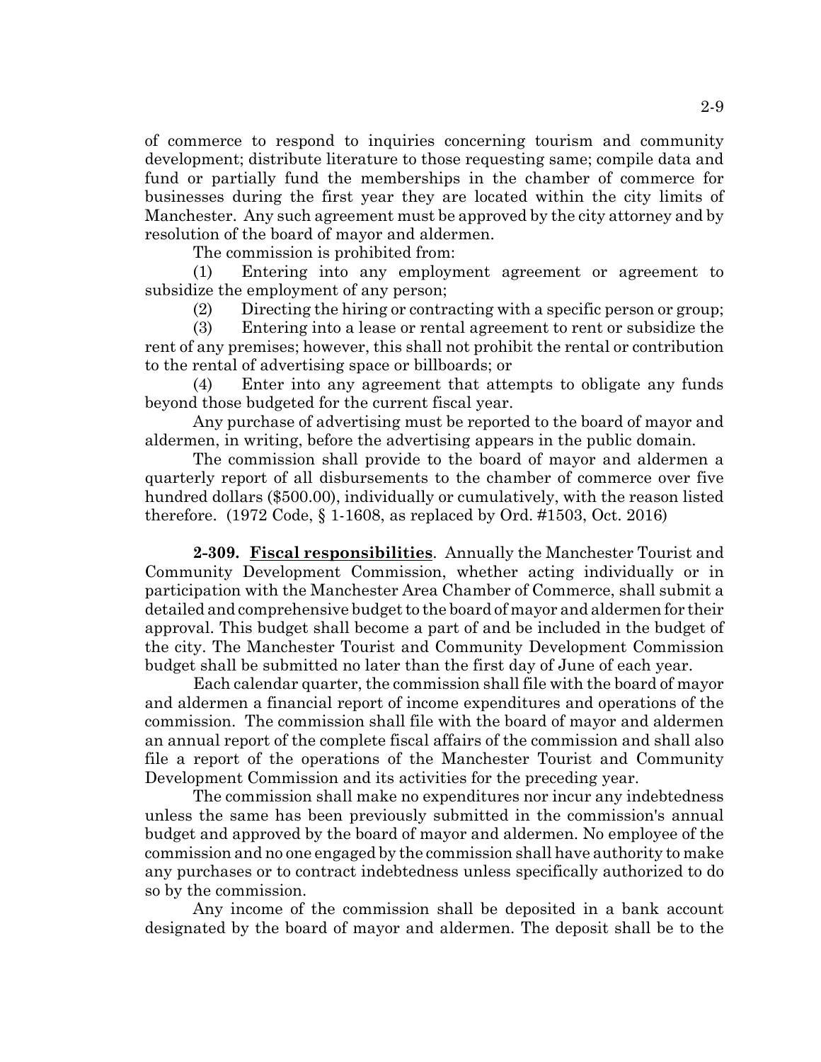of commerce to respond to inquiries concerning tourism and community development; distribute literature to those requesting same; compile data and fund or partially fund the memberships in the chamber of commerce for businesses during the first year they are located within the city limits of Manchester. Any such agreement must be approved by the city attorney and by resolution of the board of mayor and aldermen.

The commission is prohibited from:

(1) Entering into any employment agreement or agreement to subsidize the employment of any person;

(2) Directing the hiring or contracting with a specific person or group;

(3) Entering into a lease or rental agreement to rent or subsidize the rent of any premises; however, this shall not prohibit the rental or contribution to the rental of advertising space or billboards; or

(4) Enter into any agreement that attempts to obligate any funds beyond those budgeted for the current fiscal year.

Any purchase of advertising must be reported to the board of mayor and aldermen, in writing, before the advertising appears in the public domain.

The commission shall provide to the board of mayor and aldermen a quarterly report of all disbursements to the chamber of commerce over five hundred dollars ($500.00), individually or cumulatively, with the reason listed therefore. (1972 Code, § 1-1608, as replaced by Ord. #1503, Oct. 2016)

**2-309. Fiscal responsibilities**. Annually the Manchester Tourist and Community Development Commission, whether acting individually or in participation with the Manchester Area Chamber of Commerce, shall submit a detailed and comprehensive budget to the board of mayor and aldermen for their approval. This budget shall become a part of and be included in the budget of the city. The Manchester Tourist and Community Development Commission budget shall be submitted no later than the first day of June of each year.

Each calendar quarter, the commission shall file with the board of mayor and aldermen a financial report of income expenditures and operations of the commission. The commission shall file with the board of mayor and aldermen an annual report of the complete fiscal affairs of the commission and shall also file a report of the operations of the Manchester Tourist and Community Development Commission and its activities for the preceding year.

The commission shall make no expenditures nor incur any indebtedness unless the same has been previously submitted in the commission's annual budget and approved by the board of mayor and aldermen. No employee of the commission and no one engaged by the commission shall have authority to make any purchases or to contract indebtedness unless specifically authorized to do so by the commission.

Any income of the commission shall be deposited in a bank account designated by the board of mayor and aldermen. The deposit shall be to the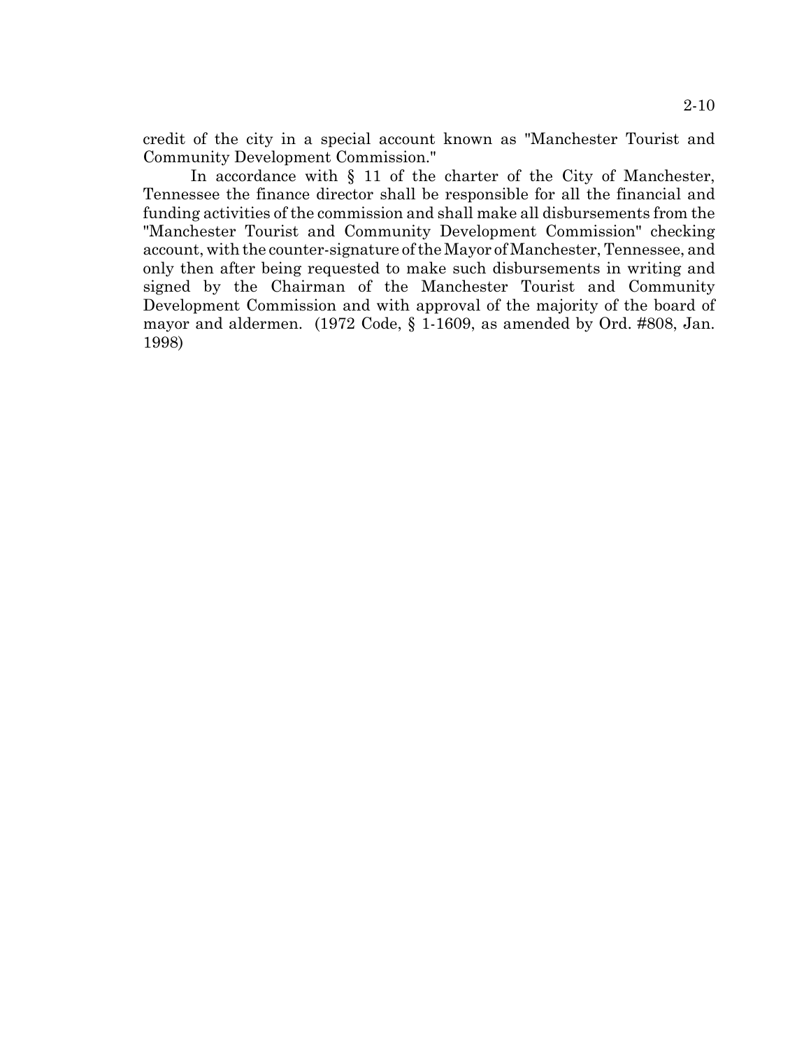credit of the city in a special account known as "Manchester Tourist and Community Development Commission."

In accordance with § 11 of the charter of the City of Manchester, Tennessee the finance director shall be responsible for all the financial and funding activities of the commission and shall make all disbursements from the "Manchester Tourist and Community Development Commission" checking account, with the counter-signature of the Mayor of Manchester, Tennessee, and only then after being requested to make such disbursements in writing and signed by the Chairman of the Manchester Tourist and Community Development Commission and with approval of the majority of the board of mayor and aldermen. (1972 Code, § 1-1609, as amended by Ord. #808, Jan. 1998)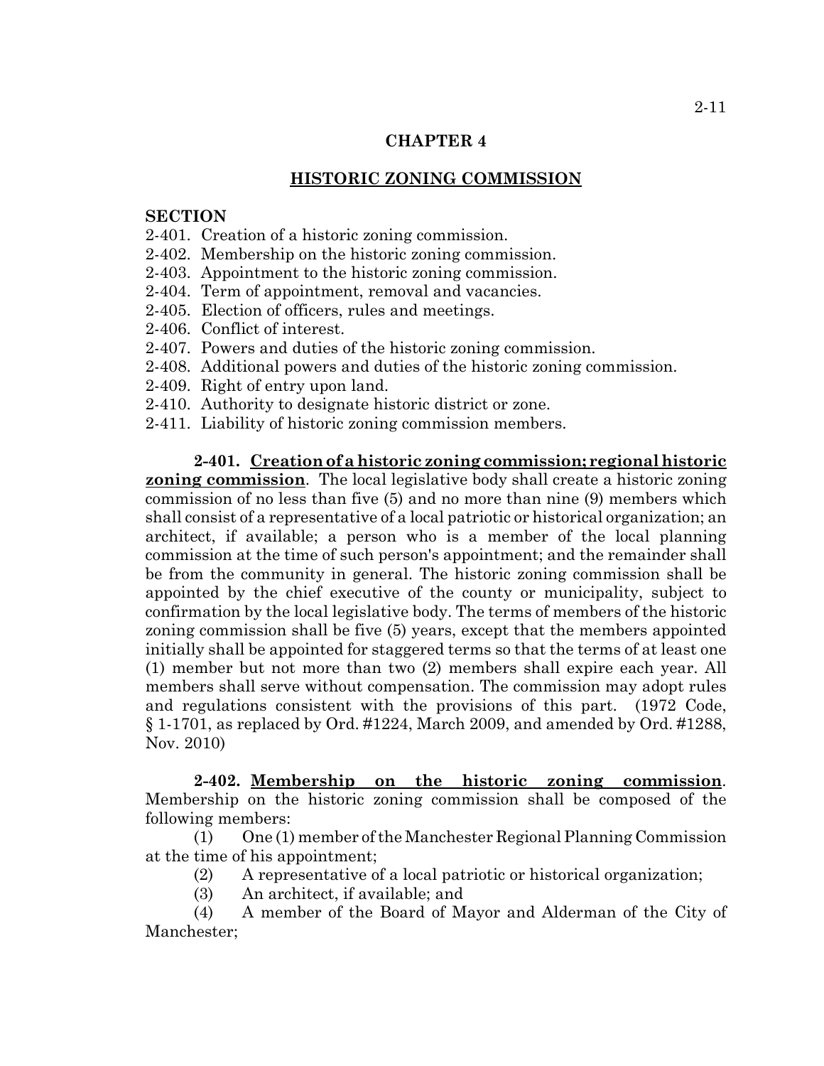# CHAPTER 4

## HISTORIC ZONING COMMISSION

**SECTION**

2-401. Creation of a historic zoning commission.
2-402. Membership on the historic zoning commission.
2-403. Appointment to the historic zoning commission.
2-404. Term of appointment, removal and vacancies.
2-405. Election of officers, rules and meetings.
2-406. Conflict of interest.
2-407. Powers and duties of the historic zoning commission.
2-408. Additional powers and duties of the historic zoning commission.
2-409. Right of entry upon land.
2-410. Authority to designate historic district or zone.
2-411. Liability of historic zoning commission members.

**2-401. Creation of a historic zoning commission; regional historic zoning commission**. The local legislative body shall create a historic zoning commission of no less than five (5) and no more than nine (9) members which shall consist of a representative of a local patriotic or historical organization; an architect, if available; a person who is a member of the local planning commission at the time of such person's appointment; and the remainder shall be from the community in general. The historic zoning commission shall be appointed by the chief executive of the county or municipality, subject to confirmation by the local legislative body. The terms of members of the historic zoning commission shall be five (5) years, except that the members appointed initially shall be appointed for staggered terms so that the terms of at least one (1) member but not more than two (2) members shall expire each year. All members shall serve without compensation. The commission may adopt rules and regulations consistent with the provisions of this part. (1972 Code, § 1-1701, as replaced by Ord. #1224, March 2009, and amended by Ord. #1288, Nov. 2010)

**2-402. Membership on the historic zoning commission**. Membership on the historic zoning commission shall be composed of the following members:

(1) One (1) member of the Manchester Regional Planning Commission at the time of his appointment;

(2) A representative of a local patriotic or historical organization;

(3) An architect, if available; and

(4) A member of the Board of Mayor and Alderman of the City of Manchester;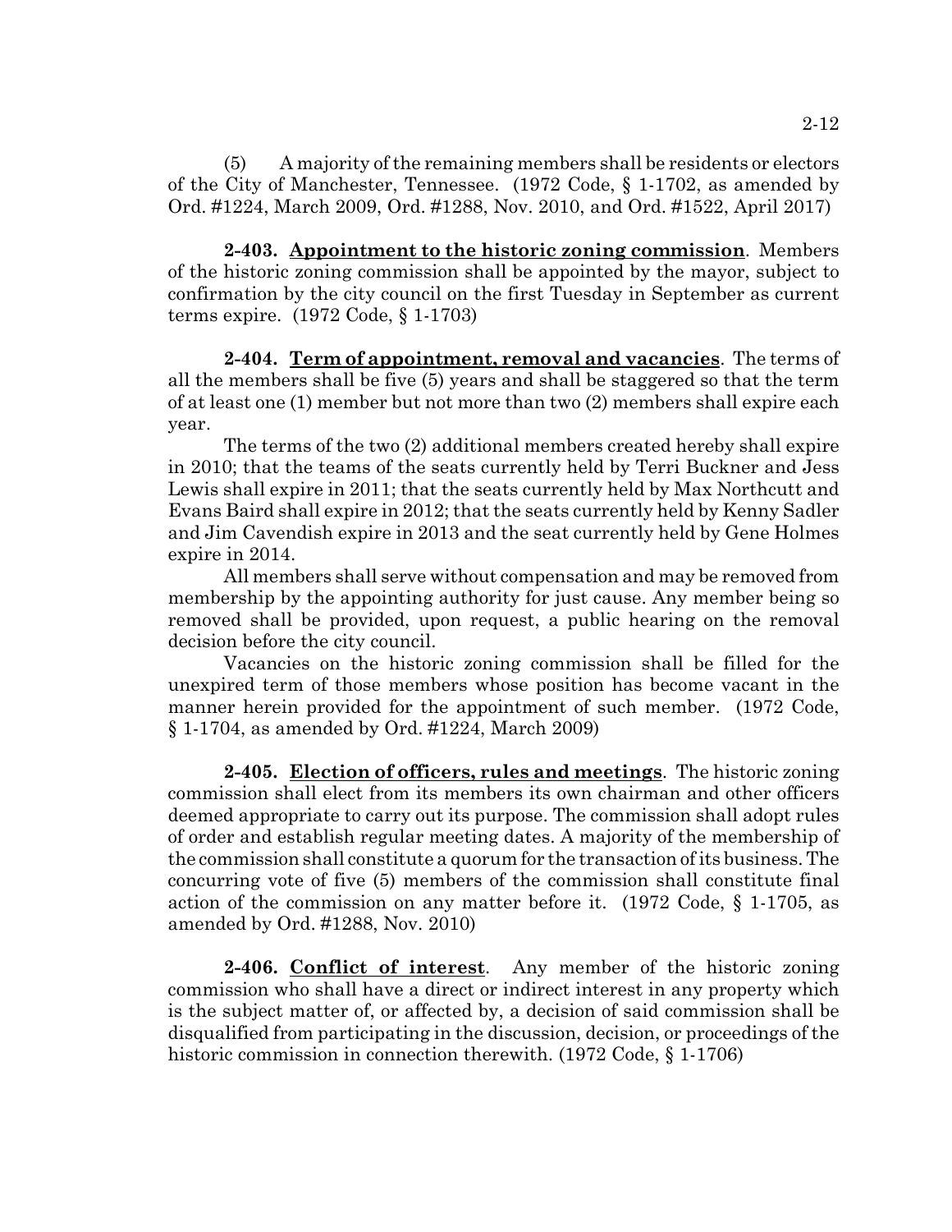(5) A majority of the remaining members shall be residents or electors of the City of Manchester, Tennessee. (1972 Code, § 1-1702, as amended by Ord. #1224, March 2009, Ord. #1288, Nov. 2010, and Ord. #1522, April 2017)

**2-403. Appointment to the historic zoning commission**. Members of the historic zoning commission shall be appointed by the mayor, subject to confirmation by the city council on the first Tuesday in September as current terms expire. (1972 Code, § 1-1703)

**2-404. Term of appointment, removal and vacancies**. The terms of all the members shall be five (5) years and shall be staggered so that the term of at least one (1) member but not more than two (2) members shall expire each year.

The terms of the two (2) additional members created hereby shall expire in 2010; that the teams of the seats currently held by Terri Buckner and Jess Lewis shall expire in 2011; that the seats currently held by Max Northcutt and Evans Baird shall expire in 2012; that the seats currently held by Kenny Sadler and Jim Cavendish expire in 2013 and the seat currently held by Gene Holmes expire in 2014.

All members shall serve without compensation and may be removed from membership by the appointing authority for just cause. Any member being so removed shall be provided, upon request, a public hearing on the removal decision before the city council.

Vacancies on the historic zoning commission shall be filled for the unexpired term of those members whose position has become vacant in the manner herein provided for the appointment of such member. (1972 Code, § 1-1704, as amended by Ord. #1224, March 2009)

**2-405. Election of officers, rules and meetings**. The historic zoning commission shall elect from its members its own chairman and other officers deemed appropriate to carry out its purpose. The commission shall adopt rules of order and establish regular meeting dates. A majority of the membership of the commission shall constitute a quorum for the transaction of its business. The concurring vote of five (5) members of the commission shall constitute final action of the commission on any matter before it. (1972 Code, § 1-1705, as amended by Ord. #1288, Nov. 2010)

**2-406. Conflict of interest**. Any member of the historic zoning commission who shall have a direct or indirect interest in any property which is the subject matter of, or affected by, a decision of said commission shall be disqualified from participating in the discussion, decision, or proceedings of the historic commission in connection therewith. (1972 Code, § 1-1706)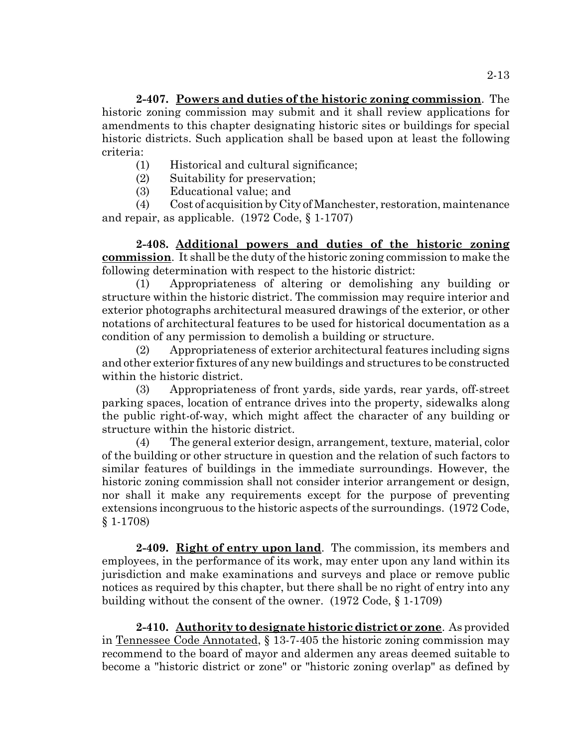**2-407. <u>Powers and duties of the historic zoning commission</u>**. The historic zoning commission may submit and it shall review applications for amendments to this chapter designating historic sites or buildings for special historic districts. Such application shall be based upon at least the following criteria:

(1) Historical and cultural significance;

(2) Suitability for preservation;

(3) Educational value; and

(4) Cost of acquisition by City of Manchester, restoration, maintenance and repair, as applicable. (1972 Code, § 1-1707)

**2-408. <u>Additional powers and duties of the historic zoning commission</u>**. It shall be the duty of the historic zoning commission to make the following determination with respect to the historic district:

(1) Appropriateness of altering or demolishing any building or structure within the historic district. The commission may require interior and exterior photographs architectural measured drawings of the exterior, or other notations of architectural features to be used for historical documentation as a condition of any permission to demolish a building or structure.

(2) Appropriateness of exterior architectural features including signs and other exterior fixtures of any new buildings and structures to be constructed within the historic district.

(3) Appropriateness of front yards, side yards, rear yards, off-street parking spaces, location of entrance drives into the property, sidewalks along the public right-of-way, which might affect the character of any building or structure within the historic district.

(4) The general exterior design, arrangement, texture, material, color of the building or other structure in question and the relation of such factors to similar features of buildings in the immediate surroundings. However, the historic zoning commission shall not consider interior arrangement or design, nor shall it make any requirements except for the purpose of preventing extensions incongruous to the historic aspects of the surroundings. (1972 Code, § 1-1708)

**2-409. <u>Right of entry upon land</u>**. The commission, its members and employees, in the performance of its work, may enter upon any land within its jurisdiction and make examinations and surveys and place or remove public notices as required by this chapter, but there shall be no right of entry into any building without the consent of the owner. (1972 Code, § 1-1709)

**2-410. <u>Authority to designate historic district or zone</u>**. As provided in <u>Tennessee Code Annotated</u>, § 13-7-405 the historic zoning commission may recommend to the board of mayor and aldermen any areas deemed suitable to become a "historic district or zone" or "historic zoning overlap" as defined by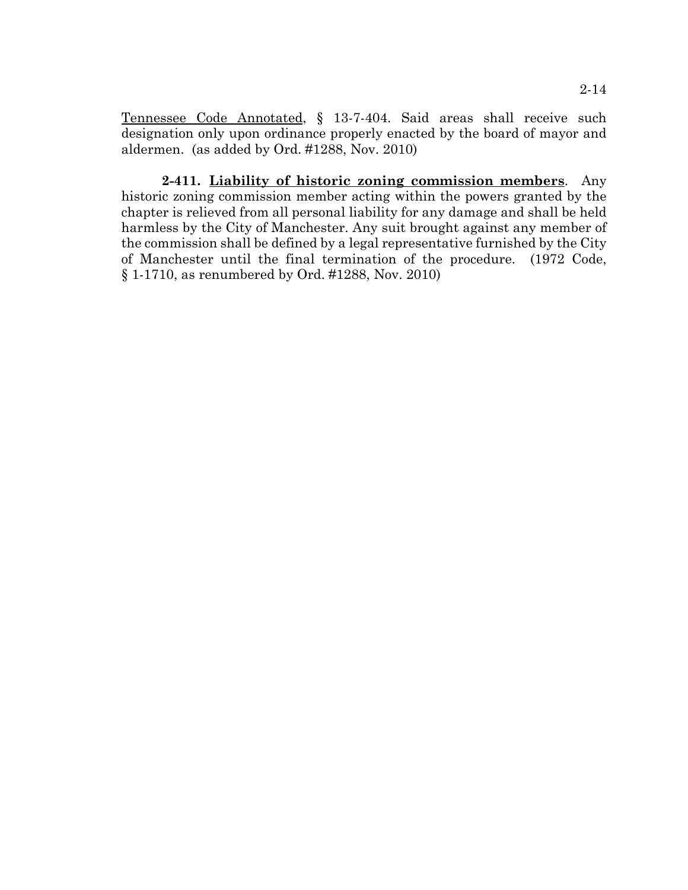Tennessee Code Annotated, § 13-7-404. Said areas shall receive such designation only upon ordinance properly enacted by the board of mayor and aldermen. (as added by Ord. #1288, Nov. 2010)

**2-411. Liability of historic zoning commission members**. Any historic zoning commission member acting within the powers granted by the chapter is relieved from all personal liability for any damage and shall be held harmless by the City of Manchester. Any suit brought against any member of the commission shall be defined by a legal representative furnished by the City of Manchester until the final termination of the procedure. (1972 Code, § 1-1710, as renumbered by Ord. #1288, Nov. 2010)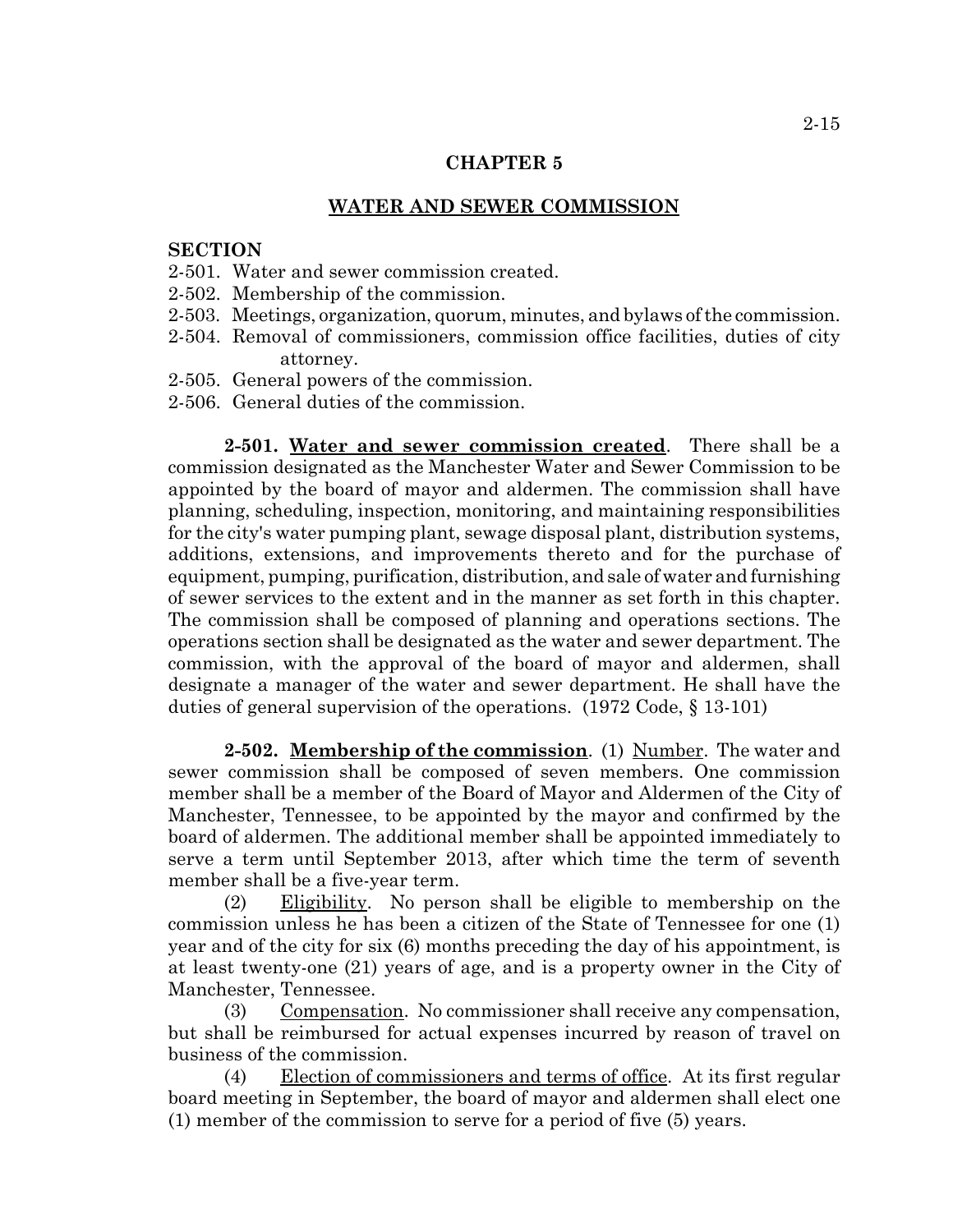# CHAPTER 5

## WATER AND SEWER COMMISSION

**SECTION**

2-501. Water and sewer commission created.
2-502. Membership of the commission.
2-503. Meetings, organization, quorum, minutes, and bylaws of the commission.
2-504. Removal of commissioners, commission office facilities, duties of city attorney.
2-505. General powers of the commission.
2-506. General duties of the commission.

**2-501. Water and sewer commission created**. There shall be a commission designated as the Manchester Water and Sewer Commission to be appointed by the board of mayor and aldermen. The commission shall have planning, scheduling, inspection, monitoring, and maintaining responsibilities for the city's water pumping plant, sewage disposal plant, distribution systems, additions, extensions, and improvements thereto and for the purchase of equipment, pumping, purification, distribution, and sale of water and furnishing of sewer services to the extent and in the manner as set forth in this chapter. The commission shall be composed of planning and operations sections. The operations section shall be designated as the water and sewer department. The commission, with the approval of the board of mayor and aldermen, shall designate a manager of the water and sewer department. He shall have the duties of general supervision of the operations. (1972 Code, § 13-101)

**2-502. Membership of the commission**. (1) Number. The water and sewer commission shall be composed of seven members. One commission member shall be a member of the Board of Mayor and Aldermen of the City of Manchester, Tennessee, to be appointed by the mayor and confirmed by the board of aldermen. The additional member shall be appointed immediately to serve a term until September 2013, after which time the term of seventh member shall be a five-year term.

(2) Eligibility. No person shall be eligible to membership on the commission unless he has been a citizen of the State of Tennessee for one (1) year and of the city for six (6) months preceding the day of his appointment, is at least twenty-one (21) years of age, and is a property owner in the City of Manchester, Tennessee.

(3) Compensation. No commissioner shall receive any compensation, but shall be reimbursed for actual expenses incurred by reason of travel on business of the commission.

(4) Election of commissioners and terms of office. At its first regular board meeting in September, the board of mayor and aldermen shall elect one (1) member of the commission to serve for a period of five (5) years.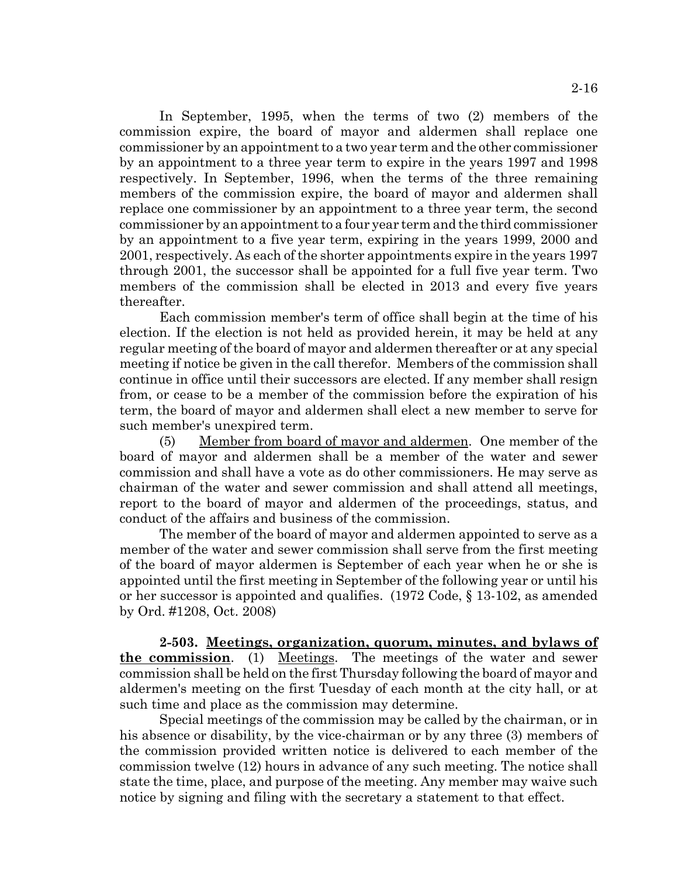In September, 1995, when the terms of two (2) members of the commission expire, the board of mayor and aldermen shall replace one commissioner by an appointment to a two year term and the other commissioner by an appointment to a three year term to expire in the years 1997 and 1998 respectively. In September, 1996, when the terms of the three remaining members of the commission expire, the board of mayor and aldermen shall replace one commissioner by an appointment to a three year term, the second commissioner by an appointment to a four year term and the third commissioner by an appointment to a five year term, expiring in the years 1999, 2000 and 2001, respectively. As each of the shorter appointments expire in the years 1997 through 2001, the successor shall be appointed for a full five year term. Two members of the commission shall be elected in 2013 and every five years thereafter.

Each commission member's term of office shall begin at the time of his election. If the election is not held as provided herein, it may be held at any regular meeting of the board of mayor and aldermen thereafter or at any special meeting if notice be given in the call therefor. Members of the commission shall continue in office until their successors are elected. If any member shall resign from, or cease to be a member of the commission before the expiration of his term, the board of mayor and aldermen shall elect a new member to serve for such member's unexpired term.

(5) Member from board of mayor and aldermen. One member of the board of mayor and aldermen shall be a member of the water and sewer commission and shall have a vote as do other commissioners. He may serve as chairman of the water and sewer commission and shall attend all meetings, report to the board of mayor and aldermen of the proceedings, status, and conduct of the affairs and business of the commission.

The member of the board of mayor and aldermen appointed to serve as a member of the water and sewer commission shall serve from the first meeting of the board of mayor aldermen is September of each year when he or she is appointed until the first meeting in September of the following year or until his or her successor is appointed and qualifies. (1972 Code, § 13-102, as amended by Ord. #1208, Oct. 2008)

**2-503. Meetings, organization, quorum, minutes, and bylaws of the commission**. (1) Meetings. The meetings of the water and sewer commission shall be held on the first Thursday following the board of mayor and aldermen's meeting on the first Tuesday of each month at the city hall, or at such time and place as the commission may determine.

Special meetings of the commission may be called by the chairman, or in his absence or disability, by the vice-chairman or by any three (3) members of the commission provided written notice is delivered to each member of the commission twelve (12) hours in advance of any such meeting. The notice shall state the time, place, and purpose of the meeting. Any member may waive such notice by signing and filing with the secretary a statement to that effect.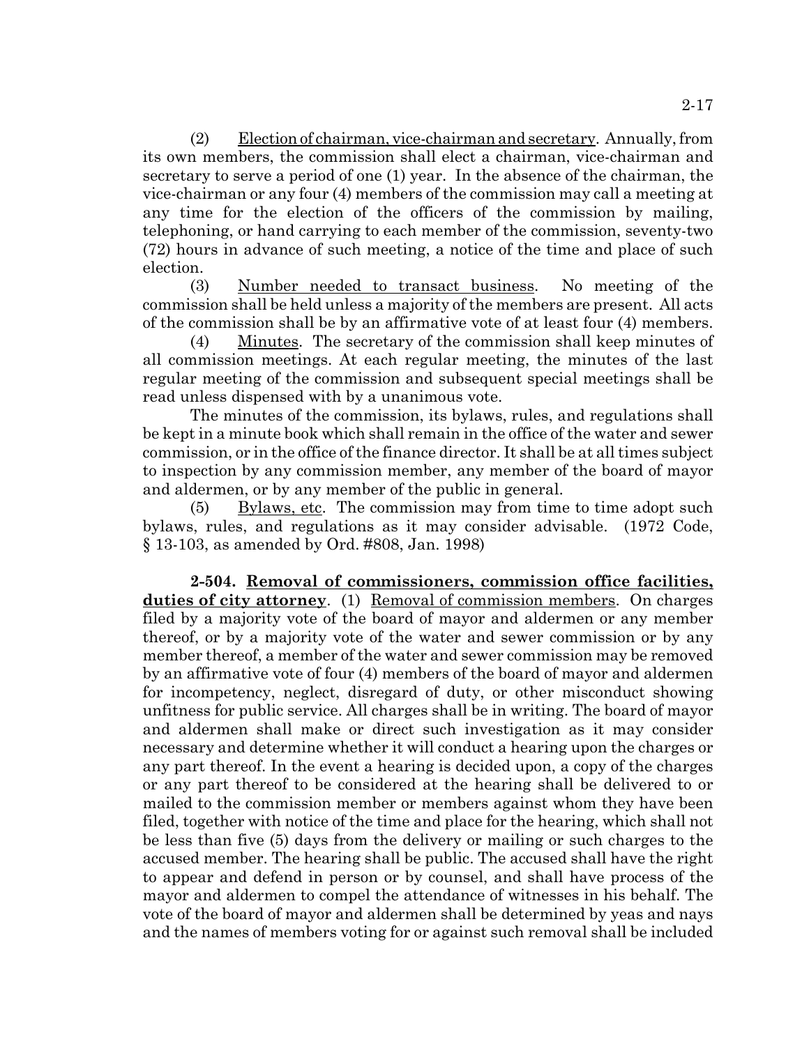(2) Election of chairman, vice-chairman and secretary. Annually, from its own members, the commission shall elect a chairman, vice-chairman and secretary to serve a period of one (1) year. In the absence of the chairman, the vice-chairman or any four (4) members of the commission may call a meeting at any time for the election of the officers of the commission by mailing, telephoning, or hand carrying to each member of the commission, seventy-two (72) hours in advance of such meeting, a notice of the time and place of such election.

(3) Number needed to transact business. No meeting of the commission shall be held unless a majority of the members are present. All acts of the commission shall be by an affirmative vote of at least four (4) members.

(4) Minutes. The secretary of the commission shall keep minutes of all commission meetings. At each regular meeting, the minutes of the last regular meeting of the commission and subsequent special meetings shall be read unless dispensed with by a unanimous vote.

The minutes of the commission, its bylaws, rules, and regulations shall be kept in a minute book which shall remain in the office of the water and sewer commission, or in the office of the finance director. It shall be at all times subject to inspection by any commission member, any member of the board of mayor and aldermen, or by any member of the public in general.

(5) Bylaws, etc. The commission may from time to time adopt such bylaws, rules, and regulations as it may consider advisable. (1972 Code, § 13-103, as amended by Ord. #808, Jan. 1998)

**2-504. Removal of commissioners, commission office facilities, duties of city attorney**. (1) Removal of commission members. On charges filed by a majority vote of the board of mayor and aldermen or any member thereof, or by a majority vote of the water and sewer commission or by any member thereof, a member of the water and sewer commission may be removed by an affirmative vote of four (4) members of the board of mayor and aldermen for incompetency, neglect, disregard of duty, or other misconduct showing unfitness for public service. All charges shall be in writing. The board of mayor and aldermen shall make or direct such investigation as it may consider necessary and determine whether it will conduct a hearing upon the charges or any part thereof. In the event a hearing is decided upon, a copy of the charges or any part thereof to be considered at the hearing shall be delivered to or mailed to the commission member or members against whom they have been filed, together with notice of the time and place for the hearing, which shall not be less than five (5) days from the delivery or mailing or such charges to the accused member. The hearing shall be public. The accused shall have the right to appear and defend in person or by counsel, and shall have process of the mayor and aldermen to compel the attendance of witnesses in his behalf. The vote of the board of mayor and aldermen shall be determined by yeas and nays and the names of members voting for or against such removal shall be included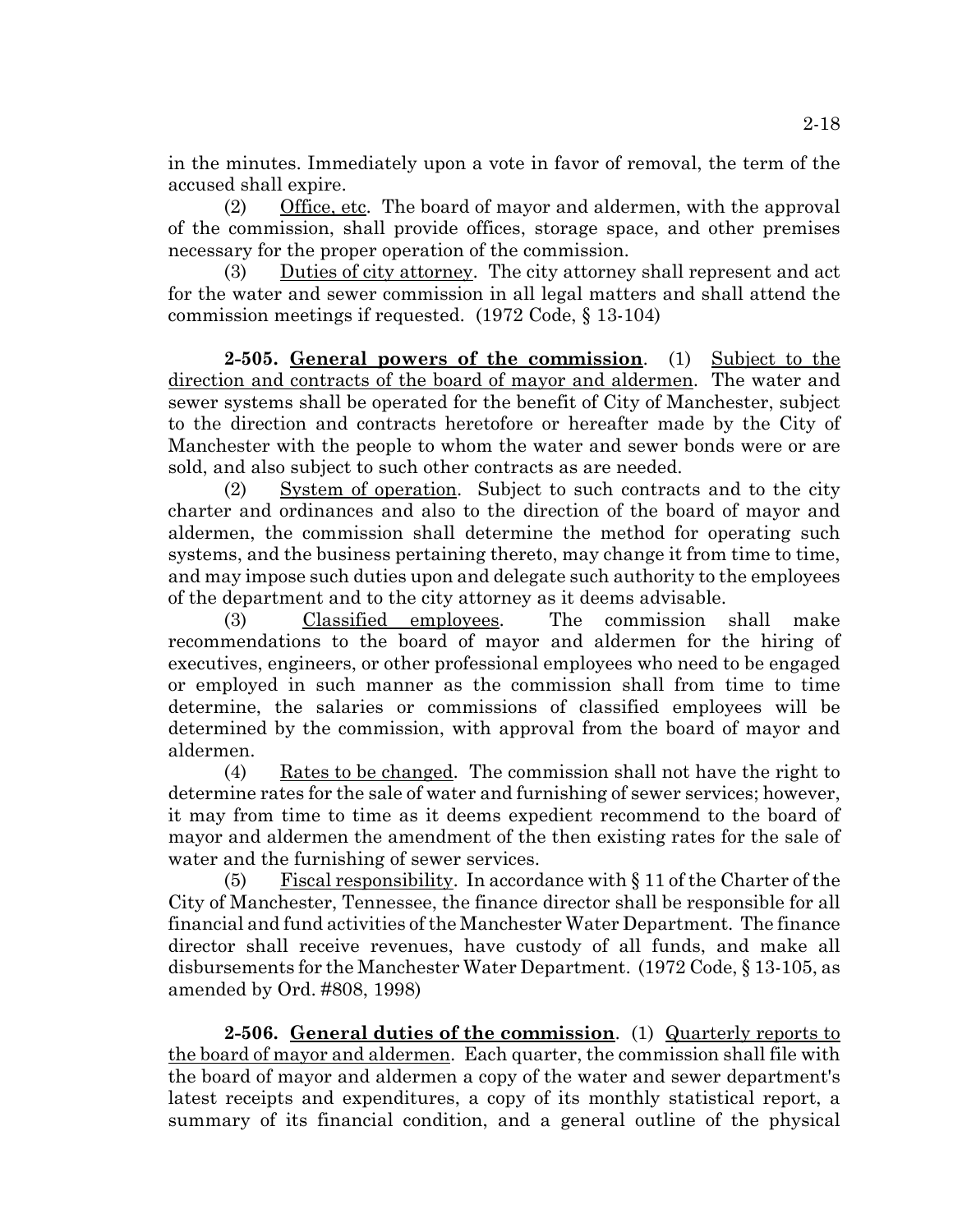in the minutes. Immediately upon a vote in favor of removal, the term of the accused shall expire.

(2) Office, etc. The board of mayor and aldermen, with the approval of the commission, shall provide offices, storage space, and other premises necessary for the proper operation of the commission.

(3) Duties of city attorney. The city attorney shall represent and act for the water and sewer commission in all legal matters and shall attend the commission meetings if requested. (1972 Code, § 13-104)

**2-505. General powers of the commission**. (1) Subject to the direction and contracts of the board of mayor and aldermen. The water and sewer systems shall be operated for the benefit of City of Manchester, subject to the direction and contracts heretofore or hereafter made by the City of Manchester with the people to whom the water and sewer bonds were or are sold, and also subject to such other contracts as are needed.

(2) System of operation. Subject to such contracts and to the city charter and ordinances and also to the direction of the board of mayor and aldermen, the commission shall determine the method for operating such systems, and the business pertaining thereto, may change it from time to time, and may impose such duties upon and delegate such authority to the employees of the department and to the city attorney as it deems advisable.

(3) Classified employees. The commission shall make recommendations to the board of mayor and aldermen for the hiring of executives, engineers, or other professional employees who need to be engaged or employed in such manner as the commission shall from time to time determine, the salaries or commissions of classified employees will be determined by the commission, with approval from the board of mayor and aldermen.

(4) Rates to be changed. The commission shall not have the right to determine rates for the sale of water and furnishing of sewer services; however, it may from time to time as it deems expedient recommend to the board of mayor and aldermen the amendment of the then existing rates for the sale of water and the furnishing of sewer services.

(5) Fiscal responsibility. In accordance with § 11 of the Charter of the City of Manchester, Tennessee, the finance director shall be responsible for all financial and fund activities of the Manchester Water Department. The finance director shall receive revenues, have custody of all funds, and make all disbursements for the Manchester Water Department. (1972 Code, § 13-105, as amended by Ord. #808, 1998)

**2-506. General duties of the commission**. (1) Quarterly reports to the board of mayor and aldermen. Each quarter, the commission shall file with the board of mayor and aldermen a copy of the water and sewer department's latest receipts and expenditures, a copy of its monthly statistical report, a summary of its financial condition, and a general outline of the physical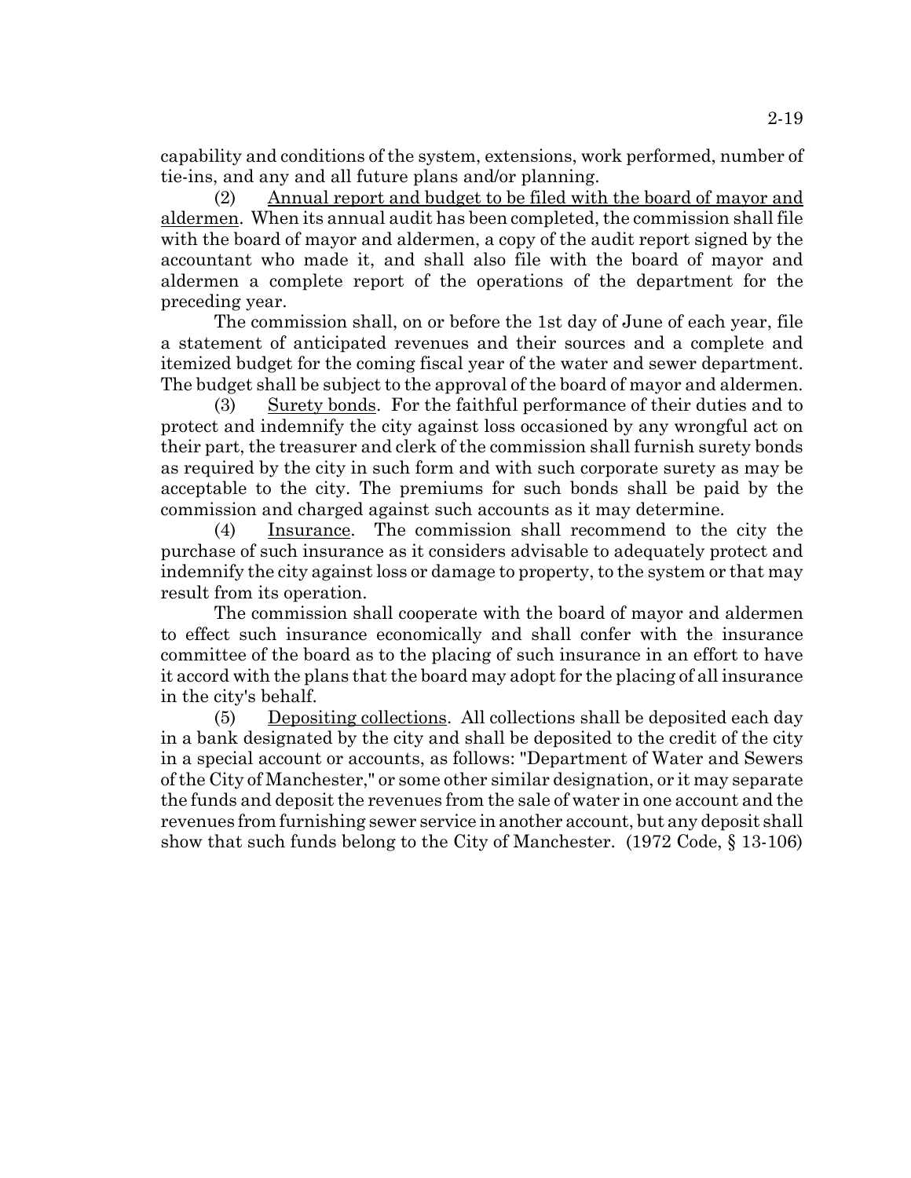capability and conditions of the system, extensions, work performed, number of tie-ins, and any and all future plans and/or planning.

(2) Annual report and budget to be filed with the board of mayor and aldermen. When its annual audit has been completed, the commission shall file with the board of mayor and aldermen, a copy of the audit report signed by the accountant who made it, and shall also file with the board of mayor and aldermen a complete report of the operations of the department for the preceding year.

The commission shall, on or before the 1st day of June of each year, file a statement of anticipated revenues and their sources and a complete and itemized budget for the coming fiscal year of the water and sewer department. The budget shall be subject to the approval of the board of mayor and aldermen.

(3) Surety bonds. For the faithful performance of their duties and to protect and indemnify the city against loss occasioned by any wrongful act on their part, the treasurer and clerk of the commission shall furnish surety bonds as required by the city in such form and with such corporate surety as may be acceptable to the city. The premiums for such bonds shall be paid by the commission and charged against such accounts as it may determine.

(4) Insurance. The commission shall recommend to the city the purchase of such insurance as it considers advisable to adequately protect and indemnify the city against loss or damage to property, to the system or that may result from its operation.

The commission shall cooperate with the board of mayor and aldermen to effect such insurance economically and shall confer with the insurance committee of the board as to the placing of such insurance in an effort to have it accord with the plans that the board may adopt for the placing of all insurance in the city's behalf.

(5) Depositing collections. All collections shall be deposited each day in a bank designated by the city and shall be deposited to the credit of the city in a special account or accounts, as follows: "Department of Water and Sewers of the City of Manchester," or some other similar designation, or it may separate the funds and deposit the revenues from the sale of water in one account and the revenues from furnishing sewer service in another account, but any deposit shall show that such funds belong to the City of Manchester. (1972 Code, § 13-106)